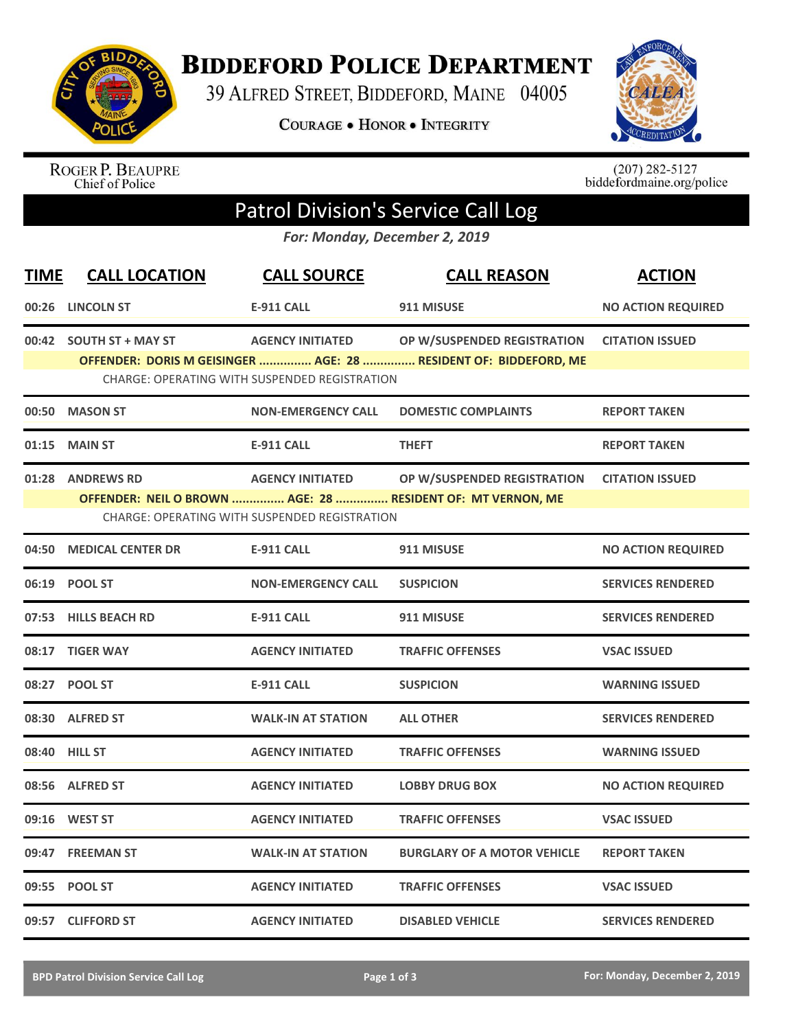# Biddeford Police Department

39 Alfred Street, Biddeford, Maine 04005

Courage • Honor • Integrity

Roger P. Beaupre
Chief of Police

(207) 282-5127
biddefordmaine.org/police

## Patrol Division's Service Call Log

*For: Monday, December 2, 2019*

| TIME | CALL LOCATION | CALL SOURCE | CALL REASON | ACTION |
|---|---|---|---|---|
| 00:26 | LINCOLN ST | E-911 CALL | 911 MISUSE | NO ACTION REQUIRED |
| 00:42 | SOUTH ST + MAY ST | AGENCY INITIATED | OP W/SUSPENDED REGISTRATION | CITATION ISSUED |
| | OFFENDER: DORIS M GEISINGER ............... AGE: 28 ............... RESIDENT OF: BIDDEFORD, ME | | | |
| | CHARGE: OPERATING WITH SUSPENDED REGISTRATION | | | |
| 00:50 | MASON ST | NON-EMERGENCY CALL | DOMESTIC COMPLAINTS | REPORT TAKEN |
| 01:15 | MAIN ST | E-911 CALL | THEFT | REPORT TAKEN |
| 01:28 | ANDREWS RD | AGENCY INITIATED | OP W/SUSPENDED REGISTRATION | CITATION ISSUED |
| | OFFENDER: NEIL O BROWN ............... AGE: 28 ............... RESIDENT OF: MT VERNON, ME | | | |
| | CHARGE: OPERATING WITH SUSPENDED REGISTRATION | | | |
| 04:50 | MEDICAL CENTER DR | E-911 CALL | 911 MISUSE | NO ACTION REQUIRED |
| 06:19 | POOL ST | NON-EMERGENCY CALL | SUSPICION | SERVICES RENDERED |
| 07:53 | HILLS BEACH RD | E-911 CALL | 911 MISUSE | SERVICES RENDERED |
| 08:17 | TIGER WAY | AGENCY INITIATED | TRAFFIC OFFENSES | VSAC ISSUED |
| 08:27 | POOL ST | E-911 CALL | SUSPICION | WARNING ISSUED |
| 08:30 | ALFRED ST | WALK-IN AT STATION | ALL OTHER | SERVICES RENDERED |
| 08:40 | HILL ST | AGENCY INITIATED | TRAFFIC OFFENSES | WARNING ISSUED |
| 08:56 | ALFRED ST | AGENCY INITIATED | LOBBY DRUG BOX | NO ACTION REQUIRED |
| 09:16 | WEST ST | AGENCY INITIATED | TRAFFIC OFFENSES | VSAC ISSUED |
| 09:47 | FREEMAN ST | WALK-IN AT STATION | BURGLARY OF A MOTOR VEHICLE | REPORT TAKEN |
| 09:55 | POOL ST | AGENCY INITIATED | TRAFFIC OFFENSES | VSAC ISSUED |
| 09:57 | CLIFFORD ST | AGENCY INITIATED | DISABLED VEHICLE | SERVICES RENDERED |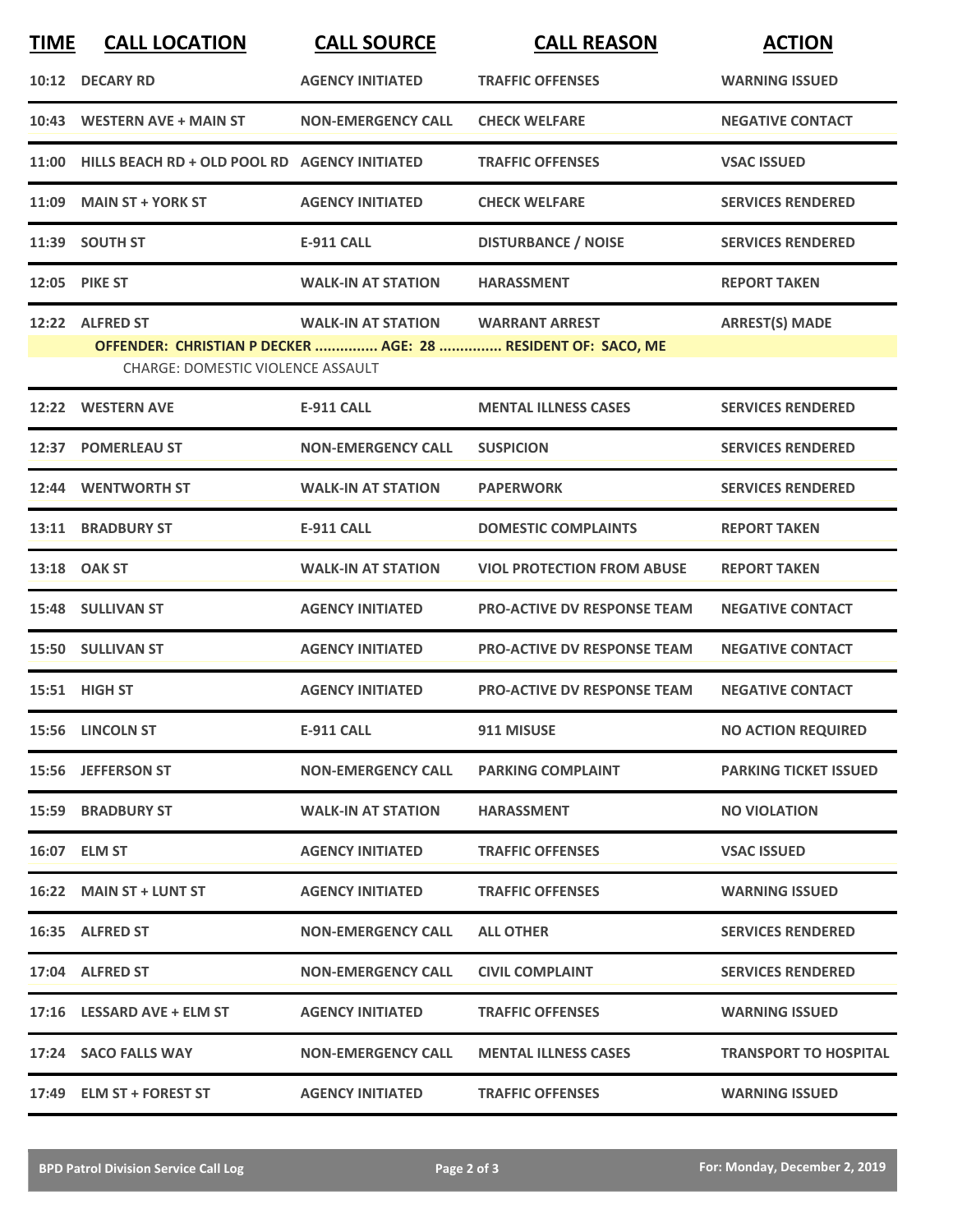| TIME | CALL LOCATION | CALL SOURCE | CALL REASON | ACTION |
|---|---|---|---|---|
| 10:12 | DECARY RD | AGENCY INITIATED | TRAFFIC OFFENSES | WARNING ISSUED |
| 10:43 | WESTERN AVE + MAIN ST | NON-EMERGENCY CALL | CHECK WELFARE | NEGATIVE CONTACT |
| 11:00 | HILLS BEACH RD + OLD POOL RD | AGENCY INITIATED | TRAFFIC OFFENSES | VSAC ISSUED |
| 11:09 | MAIN ST + YORK ST | AGENCY INITIATED | CHECK WELFARE | SERVICES RENDERED |
| 11:39 | SOUTH ST | E-911 CALL | DISTURBANCE / NOISE | SERVICES RENDERED |
| 12:05 | PIKE ST | WALK-IN AT STATION | HARASSMENT | REPORT TAKEN |
| 12:22 | ALFRED ST | WALK-IN AT STATION | WARRANT ARREST | ARREST(S) MADE |
| | OFFENDER: CHRISTIAN P DECKER ............... AGE: 28 ............... RESIDENT OF: SACO, ME | | | |
| | CHARGE: DOMESTIC VIOLENCE ASSAULT | | | |
| 12:22 | WESTERN AVE | E-911 CALL | MENTAL ILLNESS CASES | SERVICES RENDERED |
| 12:37 | POMERLEAU ST | NON-EMERGENCY CALL | SUSPICION | SERVICES RENDERED |
| 12:44 | WENTWORTH ST | WALK-IN AT STATION | PAPERWORK | SERVICES RENDERED |
| 13:11 | BRADBURY ST | E-911 CALL | DOMESTIC COMPLAINTS | REPORT TAKEN |
| 13:18 | OAK ST | WALK-IN AT STATION | VIOL PROTECTION FROM ABUSE | REPORT TAKEN |
| 15:48 | SULLIVAN ST | AGENCY INITIATED | PRO-ACTIVE DV RESPONSE TEAM | NEGATIVE CONTACT |
| 15:50 | SULLIVAN ST | AGENCY INITIATED | PRO-ACTIVE DV RESPONSE TEAM | NEGATIVE CONTACT |
| 15:51 | HIGH ST | AGENCY INITIATED | PRO-ACTIVE DV RESPONSE TEAM | NEGATIVE CONTACT |
| 15:56 | LINCOLN ST | E-911 CALL | 911 MISUSE | NO ACTION REQUIRED |
| 15:56 | JEFFERSON ST | NON-EMERGENCY CALL | PARKING COMPLAINT | PARKING TICKET ISSUED |
| 15:59 | BRADBURY ST | WALK-IN AT STATION | HARASSMENT | NO VIOLATION |
| 16:07 | ELM ST | AGENCY INITIATED | TRAFFIC OFFENSES | VSAC ISSUED |
| 16:22 | MAIN ST + LUNT ST | AGENCY INITIATED | TRAFFIC OFFENSES | WARNING ISSUED |
| 16:35 | ALFRED ST | NON-EMERGENCY CALL | ALL OTHER | SERVICES RENDERED |
| 17:04 | ALFRED ST | NON-EMERGENCY CALL | CIVIL COMPLAINT | SERVICES RENDERED |
| 17:16 | LESSARD AVE + ELM ST | AGENCY INITIATED | TRAFFIC OFFENSES | WARNING ISSUED |
| 17:24 | SACO FALLS WAY | NON-EMERGENCY CALL | MENTAL ILLNESS CASES | TRANSPORT TO HOSPITAL |
| 17:49 | ELM ST + FOREST ST | AGENCY INITIATED | TRAFFIC OFFENSES | WARNING ISSUED |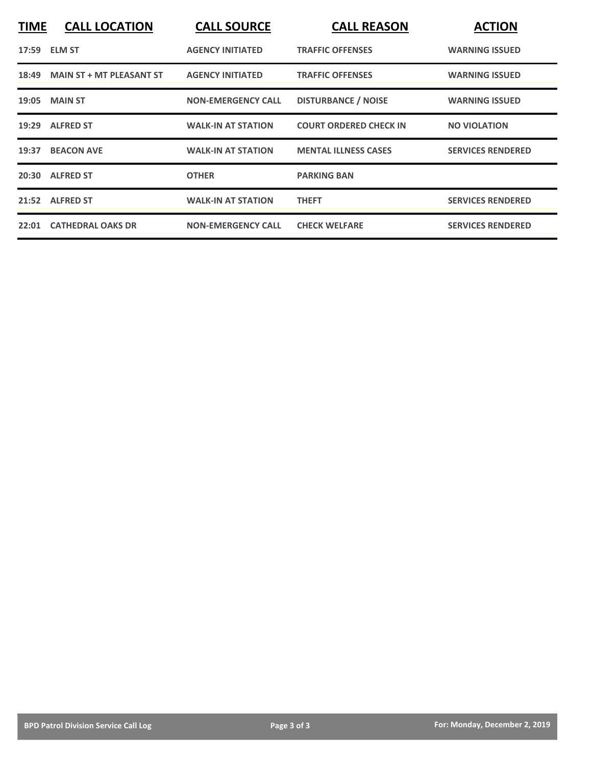| TIME | CALL LOCATION | CALL SOURCE | CALL REASON | ACTION |
|---|---|---|---|---|
| 17:59 | ELM ST | AGENCY INITIATED | TRAFFIC OFFENSES | WARNING ISSUED |
| 18:49 | MAIN ST + MT PLEASANT ST | AGENCY INITIATED | TRAFFIC OFFENSES | WARNING ISSUED |
| 19:05 | MAIN ST | NON-EMERGENCY CALL | DISTURBANCE / NOISE | WARNING ISSUED |
| 19:29 | ALFRED ST | WALK-IN AT STATION | COURT ORDERED CHECK IN | NO VIOLATION |
| 19:37 | BEACON AVE | WALK-IN AT STATION | MENTAL ILLNESS CASES | SERVICES RENDERED |
| 20:30 | ALFRED ST | OTHER | PARKING BAN | |
| 21:52 | ALFRED ST | WALK-IN AT STATION | THEFT | SERVICES RENDERED |
| 22:01 | CATHEDRAL OAKS DR | NON-EMERGENCY CALL | CHECK WELFARE | SERVICES RENDERED |